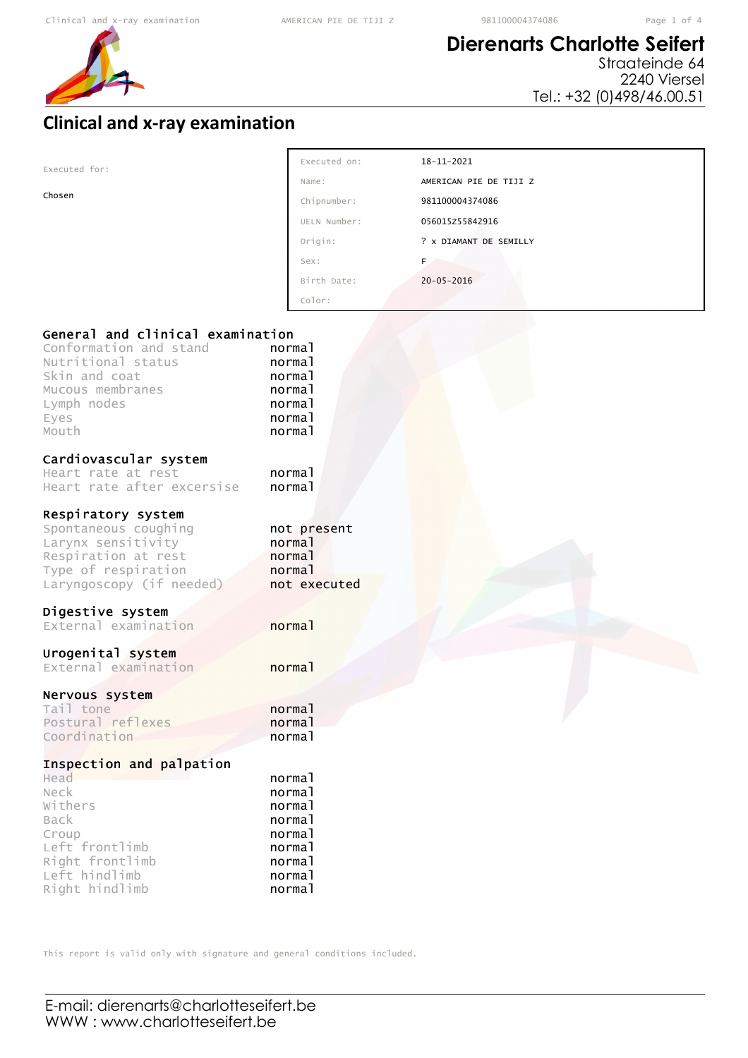# Dierenarts Charlotte Seifert

Straateinde 64
2240 Viersel
Tel.: +32 (0)498/46.00.51

## Clinical and x-ray examination

Executed for:

Chosen

| | |
|---|---|
| Executed on: | 18-11-2021 |
| Name: | AMERICAN PIE DE TIJI Z |
| Chipnumber: | 981100004374086 |
| UELN Number: | 056015Z55842916 |
| Origin: | ? x DIAMANT DE SEMILLY |
| Sex: | F |
| Birth Date: | 20-05-2016 |
| Color: | |

### General and clinical examination

| | |
|---|---|
| Conformation and stand | normal |
| Nutritional status | normal |
| Skin and coat | normal |
| Mucous membranes | normal |
| Lymph nodes | normal |
| Eyes | normal |
| Mouth | normal |

### Cardiovascular system

| | |
|---|---|
| Heart rate at rest | normal |
| Heart rate after excersise | normal |

### Respiratory system

| | |
|---|---|
| Spontaneous coughing | not present |
| Larynx sensitivity | normal |
| Respiration at rest | normal |
| Type of respiration | normal |
| Laryngoscopy (if needed) | not executed |

### Digestive system

| | |
|---|---|
| External examination | normal |

### Urogenital system

| | |
|---|---|
| External examination | normal |

### Nervous system

| | |
|---|---|
| Tail tone | normal |
| Postural reflexes | normal |
| Coordination | normal |

### Inspection and palpation

| | |
|---|---|
| Head | normal |
| Neck | normal |
| Withers | normal |
| Back | normal |
| Croup | normal |
| Left frontlimb | normal |
| Right frontlimb | normal |
| Left hindlimb | normal |
| Right hindlimb | normal |

This report is valid only with signature and general conditions included.

E-mail: dierenarts@charlotteseifert.be
WWW : www.charlotteseifert.be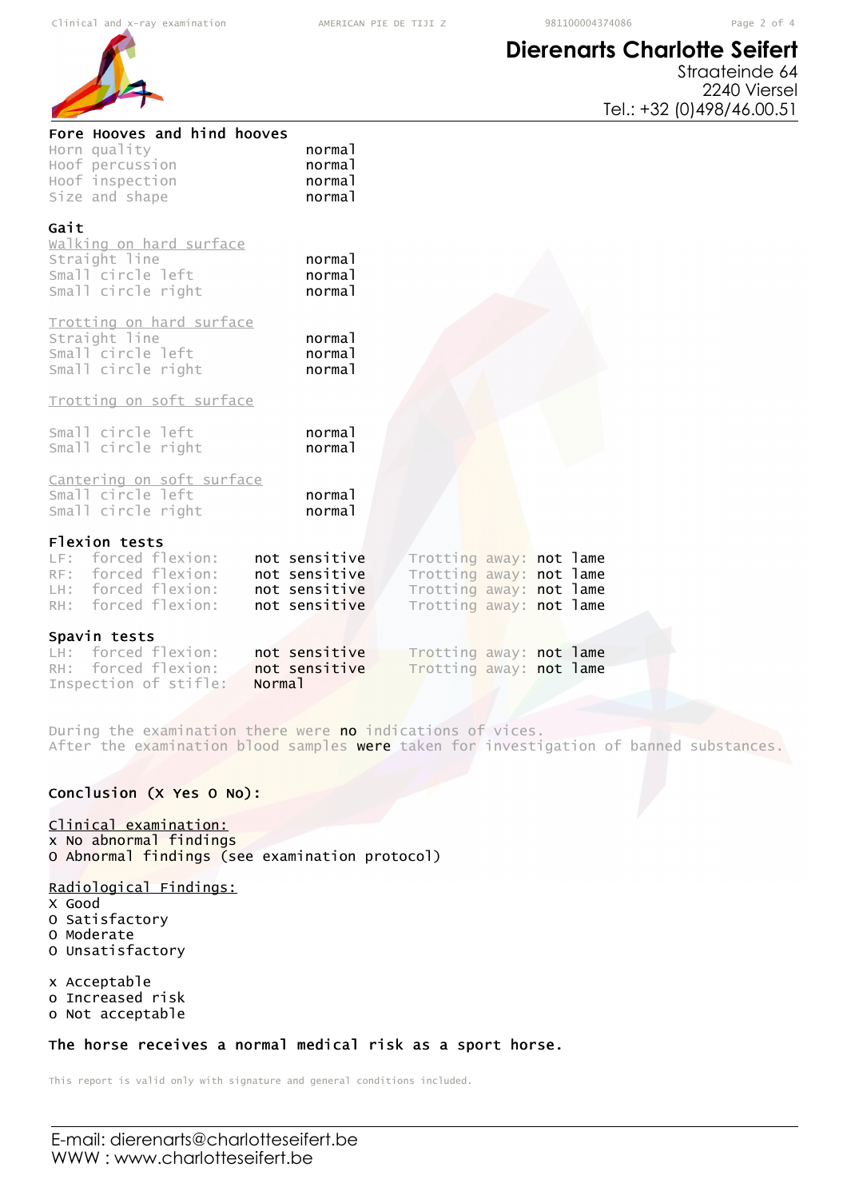## Dierenarts Charlotte Seifert

Straateinde 64
2240 Viersel
Tel.: +32 (0)498/46.00.51

### Fore Hooves and hind hooves

| | |
|---|---|
| Horn quality | normal |
| Hoof percussion | normal |
| Hoof inspection | normal |
| Size and shape | normal |

### Gait

Walking on hard surface

| | |
|---|---|
| Straight line | normal |
| Small circle left | normal |
| Small circle right | normal |

Trotting on hard surface

| | |
|---|---|
| Straight line | normal |
| Small circle left | normal |
| Small circle right | normal |

Trotting on soft surface

| | |
|---|---|
| Small circle left | normal |
| Small circle right | normal |

Cantering on soft surface

| | |
|---|---|
| Small circle left | normal |
| Small circle right | normal |

### Flexion tests

| | | | |
|---|---|---|---|
| LF: forced flexion: | not sensitive | Trotting away: | not lame |
| RF: forced flexion: | not sensitive | Trotting away: | not lame |
| LH: forced flexion: | not sensitive | Trotting away: | not lame |
| RH: forced flexion: | not sensitive | Trotting away: | not lame |

### Spavin tests

| | | | |
|---|---|---|---|
| LH: forced flexion: | not sensitive | Trotting away: | not lame |
| RH: forced flexion: | not sensitive | Trotting away: | not lame |
| Inspection of stifle: | Normal | | |

During the examination there were **no** indications of vices.
After the examination blood samples **were** taken for investigation of banned substances.

### Conclusion (X Yes O No):

Clinical examination:

x No abnormal findings
O Abnormal findings (see examination protocol)

Radiological Findings:

X Good
O Satisfactory
O Moderate
O Unsatisfactory

x Acceptable
o Increased risk
o Not acceptable

**The horse receives a normal medical risk as a sport horse.**

This report is valid only with signature and general conditions included.

E-mail: dierenarts@charlotteseifert.be
WWW : www.charlotteseifert.be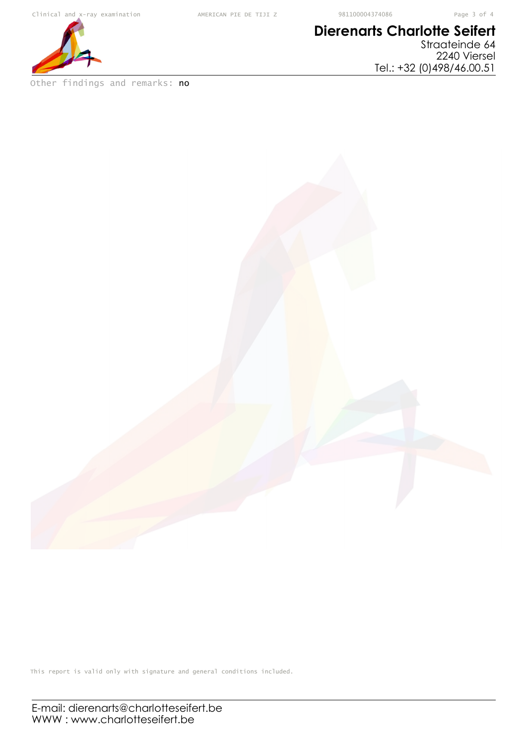Other findings and remarks: **no**

This report is valid only with signature and general conditions included.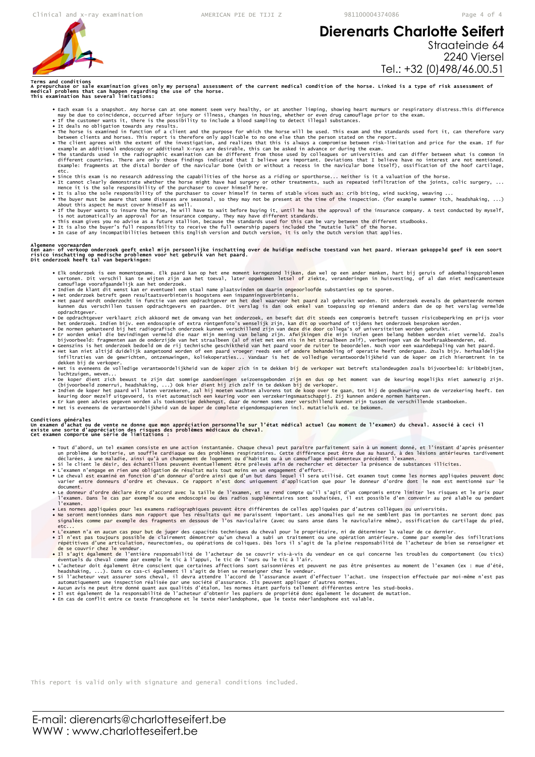# Dierenarts Charlotte Seifert

Straateinde 64
2240 Viersel
Tel.: +32 (0)498/46.00.51

**Terms and conditions**
**A prepurchase or sale examination gives only my personal assessment of the current medical condition of the horse. Linked is a type of risk assessment of medical problems that can happen regarding the use of the horse.**
**This examination has several limitations:**

- Each exam is a snapshot. Any horse can at one moment seem very healthy, or at another limping, showing heart murmurs or respiratory distress.This difference may be due to coincidence, occurred after injury or illness, changes in housing, whether or even drug camouflage prior to the exam.
- If the customer wants it, there is the possibility to include a blood sampling to detect illegal substances.
- It deals no obligation towards any results.
- The horse is examined in function of a client and the purpose for which the horse will be used. This exam and the standards used fort it, can therefore vary between clients and horses. This report is therefore only applicable to no one else than the person stated on the report.
- The client agrees with the extent of the investigation, and realizes that this is always a compromise between risk-limitation and price for the exam. If for example an additional endoscopy or additional X-rays are desirable, this can be asked in advance or during the exam.
- The standards used in the radiographic examination can be different from those used by colleagues or universities and can differ between what is common in different countries. There are only those findings indicated that I believe are important. Deviations that I believe have no interest are not mentioned. Example: fragments at the distal border of the navicular bone (with or without a recess in the navicular bone itself), ossification of the hoof cartilage, etc.
- Since this exam is no research addressing the capabilities of the horse as a riding or sporthorse... Neither is it a valuation of the horse.
- It cannot clearly demonstrate whether the horse might have had surgery or other treatments, such as repeated infiltration of the joints, colic surgery, ... Hence it is the sole responsibility of the purchaser to cover himself here.
- It is also the sole responsibility of the purchaser to cover himself in terms of stable vices such as: crib biting, wind sucking, weaving ...
- The buyer must be aware that some diseases are seasonal, so they may not be present at the time of the inspection. (for example summer itch, headshaking, ...) About this aspect he must cover himself as well.
- If the buyer wants to insure the horse, he will have to wait before buying it, until he has the approval of the insurance company. A test conducted by myself, is not automatically an approval for an insurance company. They may have different standards.
- This exam gives you no advise as a future stallion, because the standards used for this can be vary between the different studbooks.
- It is also the buyer's full responsibility to receive the full ownership papers included the "mutatie luik" of the horse.
- In case of any incompatibilities between this English version and Dutch version, it is only the Dutch version that applies.

**Algemene voorwaarden**
**Een aan- of verkoop onderzoek geeft enkel mijn persoonlijke inschatting over de huidige medische toestand van het paard. Hieraan gekoppeld geef ik een soort risico inschatting op medische problemen voor het gebruik van het paard.**
**Dit onderzoek heeft tal van beperkingen:**

- Elk onderzoek is een momentopname. Elk paard kan op het ene moment kerngezond lijken, dan wel op een ander manken, hart bij geruis of ademhalingsproblemen vertonen. Dit verschil kan te wijten zijn aan het toeval, later opgekomen letsel of ziekte, veranderingen in huisvesting, of al dan niet medicamenteuze camouflage voorafgaandelijk aan het onderzoek.
- Indien de klant dit wenst kan er eventueel een staal name plaatsvinden om daarin ongeoorloofde substanties op te sporen.
- Het onderzoek betreft geen resultaatsverbintenis hoogstens een inspanningsverbintenis.
- Het paard wordt onderzocht in functie van een opdrachtgever en het doel waarvoor het paard zal gebruikt worden. Dit onderzoek evenals de gehanteerde normen kunnen dus verschillen tussen opdrachtgevers en paarden. Dit verslag is dan ook enkel van toepassing op niemand anders dan de op het verslag vermelde opdrachtgever.
- De opdrachtgever verklaart zich akkoord met de omvang van het onderzoek, en beseft dat dit steeds een compromis betreft tussen risicobeperking en prijs voor het onderzoek. Indien bijv. een endoscopie of extra röntgenfoto's wenselijk zijn, kan dit op voorhand of tijdens het onderzoek besproken worden.
- De normen gehanteerd bij het radiografisch onderzoek kunnen verschillend zijn van deze die door collega's of universiteiten worden gebruikt.
- Er worden enkel die bevindingen vermeld die naar mijn mening van belang zijn. Afwijkingen die mijn inzien geen belang hebben worden niet vermeld. Zoals bijvoorbeeld: fragmenten aan de onderzijde van het straalbeen (al of niet met een nis in het straalbeen zelf), verbeningen van de hoefkraakbeenderen, ed.
- Geenszins is het onderzoek bedoeld om de rij technische geschiktheid van het paard voor de ruiter te beoordelen. Noch voor een waardebepaling van het paard.
- Het kan niet altijd duidelijk aangetoond worden of een paard vroeger reeds een of andere behandeling of operatie heeft ondergaan. Zoals bijv. herhaaldelijke infiltraties van de gewrichten, ontzenuwingen, koliekoperaties... Vandaar is het de volledige verantwoordelijkheid van de koper om zich hieromtrent in te dekken bij de verkoper.
- Het is eveneens de volledige verantwoordelijkheid van de koper zich in te dekken bij de verkoper wat betreft stalondeugden zoals bijvoorbeeld: kribbebijten, luchtzuigen, weven...
- De koper dient zich bewust te zijn dat sommige aandoeningen seizoensgebonden zijn en dus op het moment van de keuring mogelijks niet aanwezig zijn. (bijvoorbeeld zomerrui, headshaking, ...) Ook hier dient hij zich zelf in te dekken bij de verkoper.
- Indien de koper het paard wil laten verzekeren, zal hij moeten wachten alvorens tot de koop over te gaan, tot hij de goedkeuring van de verzekering heeft. Een keuring door mezelf uitgevoerd, is niet automatisch een keuring voor een verzekeringsmaatschappij. Zij kunnen andere normen hanteren.
- Er kan geen advies gegeven worden als toekomstige dekhengst, daar de normen soms zeer verschillend kunnen zijn tussen de verschillende stamboeken.
- Het is eveneens de verantwoordelijkheid van de koper de complete eigendomspapieren incl. mutatieluik ed. te bekomen.

**Conditions générales**
**Un examen d'achat ou de vente ne donne que mon appréciation personnelle sur l'état médical actuel (au moment de l'examen) du cheval. Associé à ceci il existe une sorte d'appréciation des risques des problèmes médicaux du cheval.**
**Cet examen comporte une série de limitations :**

- Tout d'abord, un tel examen consiste en une action instantanée. Chaque cheval peut paraître parfaitement sain à un moment donné, et l'instant d'après présenter un problème de boiterie, un souffle cardiaque ou des problèmes respiratoires. Cette différence peut être due au hasard, à des lésions antérieures tardivement déclarées, à une maladie, ainsi qu'à un changement de logement ou d'habitat ou à un camouflage médicamenteux précédent l'examen.
- Si le client le désir, des échantillons peuvent éventuellement être prélevés afin de rechercher et détecter la présence de substances illicites.
- L'examen n'engage en rien une obligation de résultat mais tout moins en un engagement d'effort.
- Le cheval est examiné en fonction d'un donneur d'ordre ainsi que d'un but dans lequel il sera utilisé. Cet examen tout comme les normes appliquées peuvent donc varier entre donneurs d'ordre et chevaux. Ce rapport n'est donc uniquement d'application que pour le donneur d'ordre dont le nom est mentionné sur le document.
- Le donneur d'ordre déclare être d'accord avec la taille de l'examen, et se rend compte qu'il s'agit d'un compromis entre limiter les risques et le prix pour l'examen. Dans le cas par exemple ou une endoscopie ou des radios supplémentaires sont souhaitées, il est possible d'en convenir au pré alable ou pendant l'examen.
- Les normes appliquées pour les examens radiographiques peuvent être différentes de celles appliquées par d'autres collègues ou universités.
- Ne seront mentionnées dans mon rapport que les résultats qui me paraissent important. Les anomalies qui ne me semblent pas im portantes ne seront donc pas signalées comme par exemple des fragments en dessous de l'os naviculaire (avec ou sans anse dans le naviculaire même), ossification du cartilage du pied, etc...
- L'examen n'a en aucun cas pour but de juger des capacités techniques du cheval pour le propriétaire, ni de déterminer la valeur de ce dernier.
- Il n'est pas toujours possible de clairement démontrer qu'un cheval a subi un traitement ou une opération antérieure. Comme par exemple des infiltrations répétitives d'une articulation, neurectomies, ou opérations de coliques. Dès lors il s'agit de la pleine responsabilité de l'acheteur de bien se renseigner et de se couvrir chez le vendeur.
- Il s'agit également de l'entière responsabilité de l'acheteur de se couvrir vis-à-vis du vendeur en ce qui concerne les troubles du comportement (ou tics) éventuels du cheval comme par exemple le tic à l'appui, le tic de l'ours ou le tic à l'air.
- L'acheteur doit également être conscient que certaines affections sont saisonnières et peuvent ne pas être présentes au moment de l'examen (ex : mue d'été, headshaking, ...). Dans ce cas-ci également il s'agit de bien se renseigner chez le vendeur.
- Si l'acheteur veut assurer sons cheval, il devra attendre l'accord de l'assurance avant d'effectuer l'achat. Une inspection effectuée par moi-même n'est pas automatiquement une inspection réalisée par une société d'assurance. Ils peuvent appliquer d'autres normes.
- Aucun avis ne peut être donné quant aux qualités d'étalon, les normes étant parfois tellement différentes entre les stud-books.
- Il est également de la responsabilité de l'acheteur d'obtenir les papiers de propriété donc également le document de mutation.
- En cas de conflit entre ce texte francophone et le texte néerlandophone, que le texte néerlandophone est valable.

This report is valid only with signature and general conditions included.

E-mail: dierenarts@charlotteseifert.be
WWW : www.charlotteseifert.be